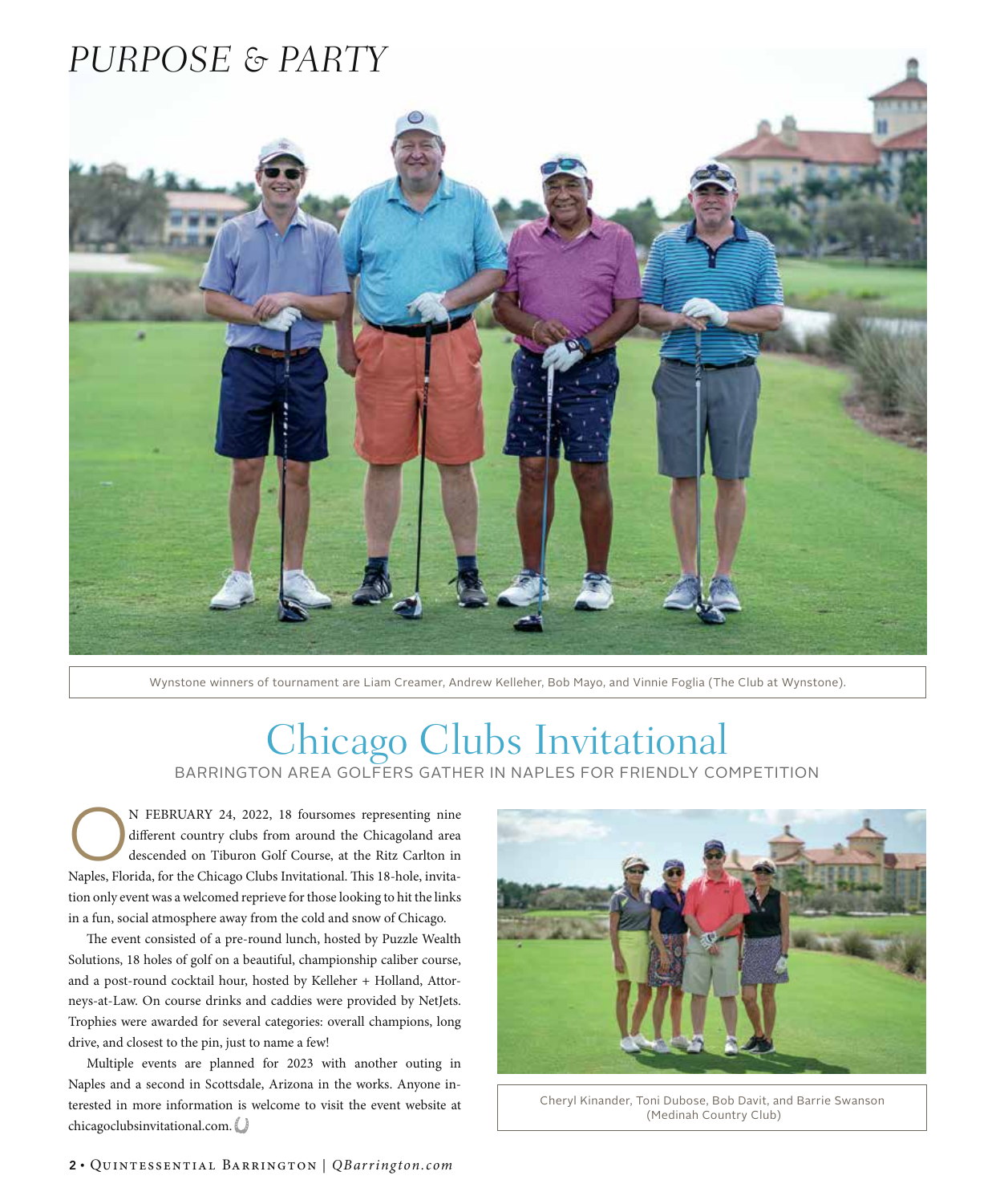# PURPOSE & PARTY

Wynstone winners of tournament are Liam Creamer, Andrew Kelleher, Bob Mayo, and Vinnie Foglia (The Club at Wynstone).

## Chicago Clubs Invitational

BARRINGTON AREA GOLFERS GATHER IN NAPLES FOR FRIENDLY COMPETITION

ON FEBRUARY 24, 2022, 18 foursomes representing nine different country clubs from around the Chicagoland area descended on Tiburon Golf Course, at the Ritz Carlton in Naples, Florida, for the Chicago Clubs Invitational. This 18-hole, invitation only event was a welcomed reprieve for those looking to hit the links in a fun, social atmosphere away from the cold and snow of Chicago.

The event consisted of a pre-round lunch, hosted by Puzzle Wealth Solutions, 18 holes of golf on a beautiful, championship caliber course, and a post-round cocktail hour, hosted by Kelleher + Holland, Attorneys-at-Law. On course drinks and caddies were provided by NetJets. Trophies were awarded for several categories: overall champions, long drive, and closest to the pin, just to name a few!

Multiple events are planned for 2023 with another outing in Naples and a second in Scottsdale, Arizona in the works. Anyone interested in more information is welcome to visit the event website at chicagoclubsinvitational.com.

Cheryl Kinander, Toni Dubose, Bob Davit, and Barrie Swanson (Medinah Country Club)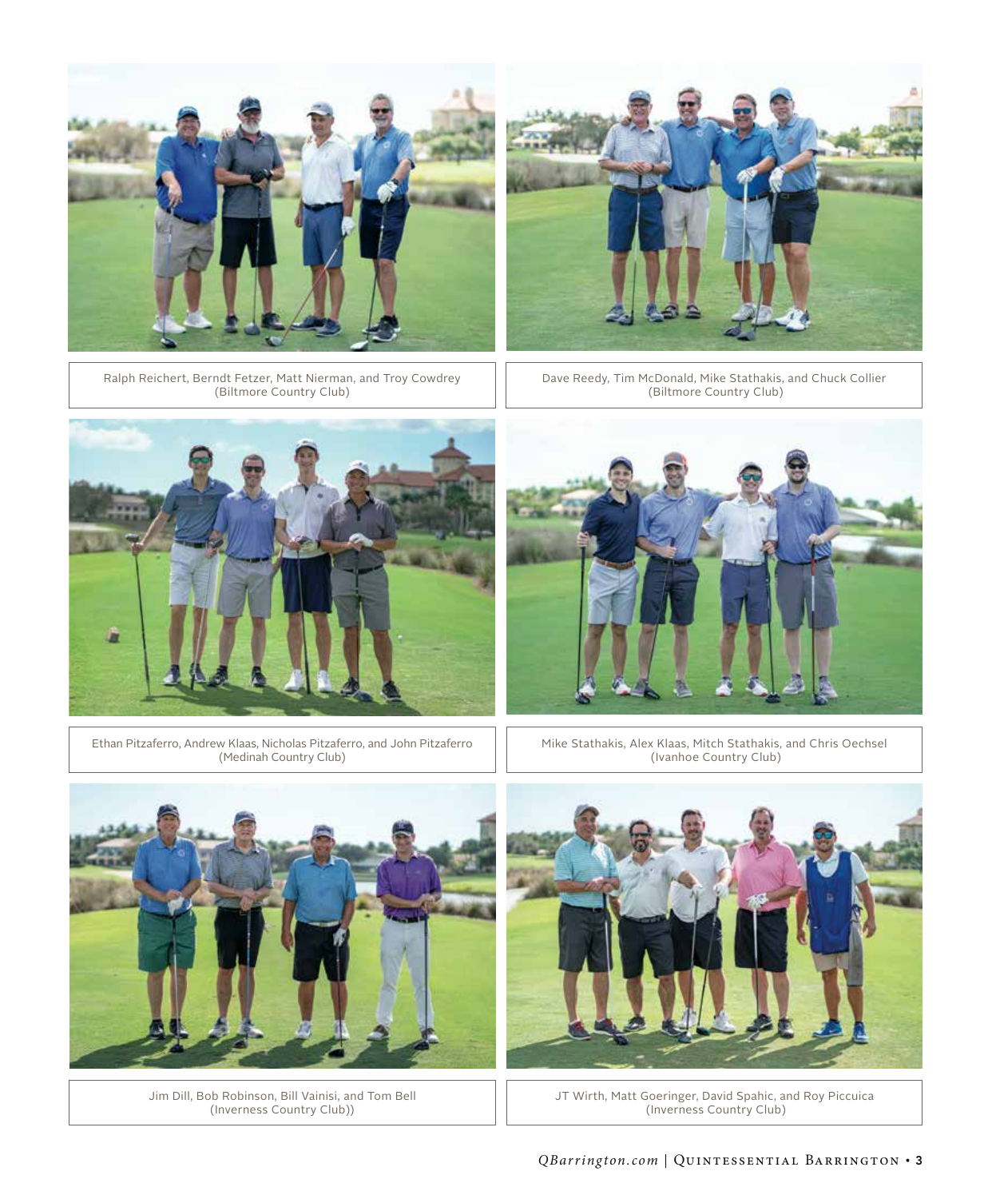Ralph Reichert, Berndt Fetzer, Matt Nierman, and Troy Cowdrey
(Biltmore Country Club)

Dave Reedy, Tim McDonald, Mike Stathakis, and Chuck Collier
(Biltmore Country Club)

Ethan Pitzaferro, Andrew Klaas, Nicholas Pitzaferro, and John Pitzaferro
(Medinah Country Club)

Mike Stathakis, Alex Klaas, Mitch Stathakis, and Chris Oechsel
(Ivanhoe Country Club)

Jim Dill, Bob Robinson, Bill Vainisi, and Tom Bell
(Inverness Country Club))

JT Wirth, Matt Goeringer, David Spahic, and Roy Piccuica
(Inverness Country Club)